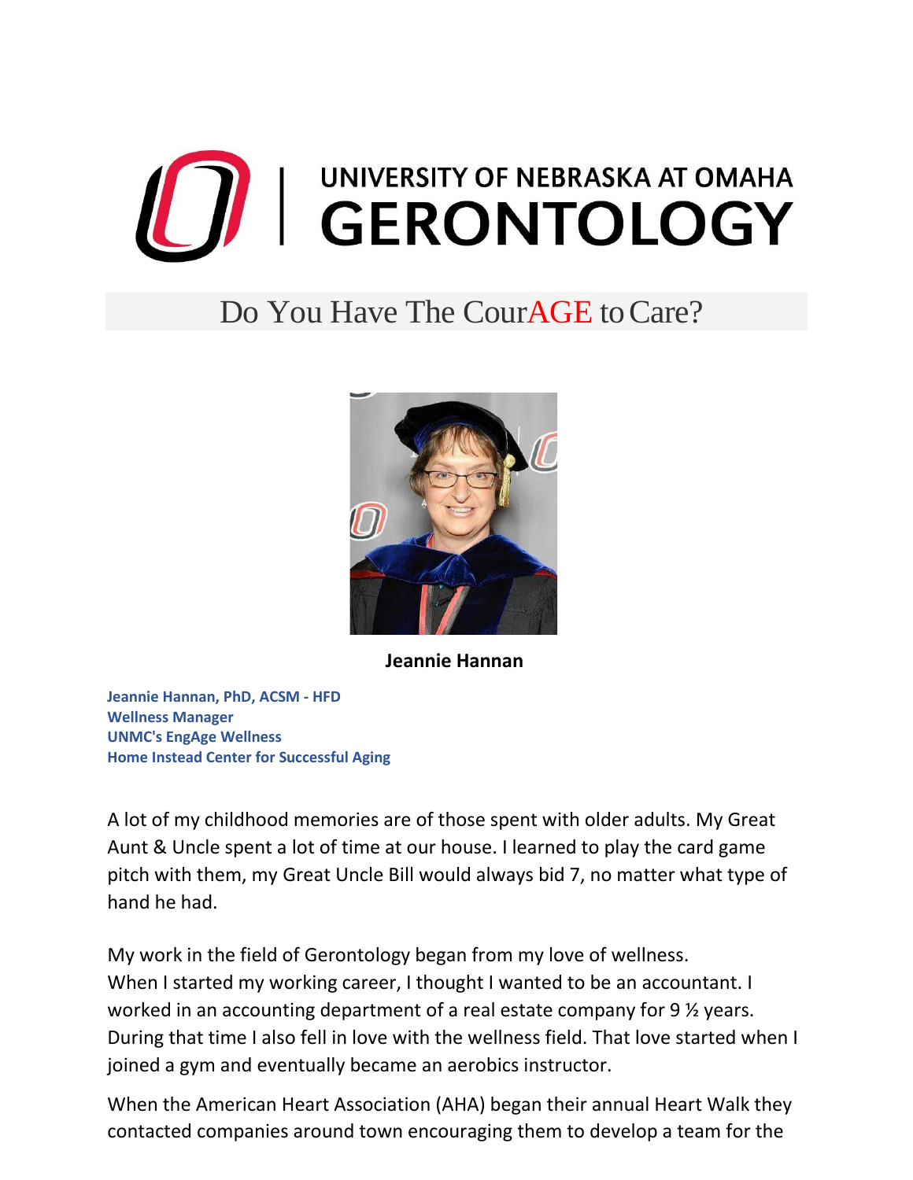# UNIVERSITY OF NEBRASKA AT OMAHA GERONTOLOGY

## Do You Have The CourAGE to Care?

**Jeannie Hannan**

**Jeannie Hannan, PhD, ACSM - HFD**
**Wellness Manager**
**UNMC's EngAge Wellness**
**Home Instead Center for Successful Aging**

A lot of my childhood memories are of those spent with older adults. My Great Aunt & Uncle spent a lot of time at our house. I learned to play the card game pitch with them, my Great Uncle Bill would always bid 7, no matter what type of hand he had.

My work in the field of Gerontology began from my love of wellness. When I started my working career, I thought I wanted to be an accountant. I worked in an accounting department of a real estate company for 9 ½ years. During that time I also fell in love with the wellness field. That love started when I joined a gym and eventually became an aerobics instructor.

When the American Heart Association (AHA) began their annual Heart Walk they contacted companies around town encouraging them to develop a team for the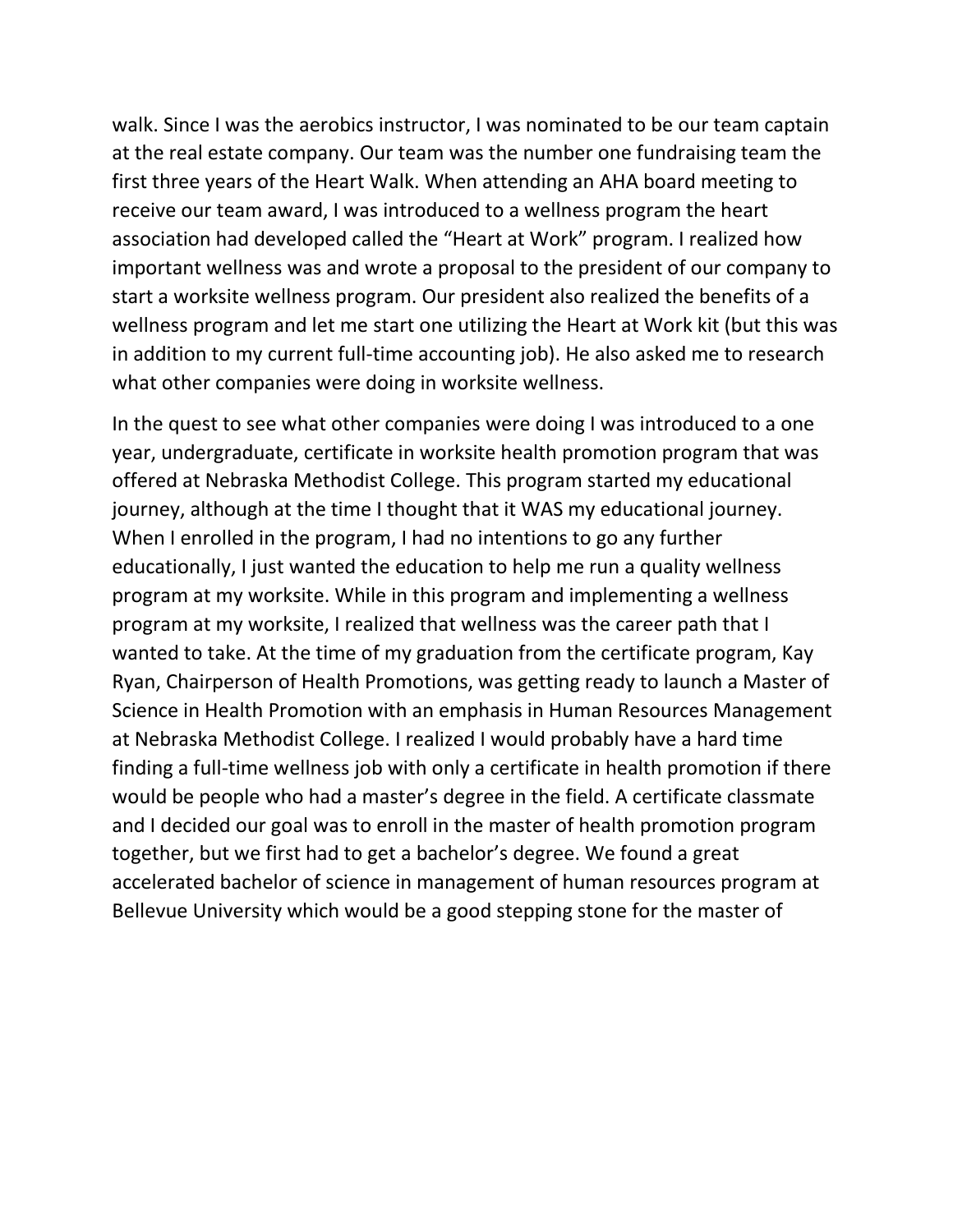walk. Since I was the aerobics instructor, I was nominated to be our team captain at the real estate company. Our team was the number one fundraising team the first three years of the Heart Walk. When attending an AHA board meeting to receive our team award, I was introduced to a wellness program the heart association had developed called the "Heart at Work" program. I realized how important wellness was and wrote a proposal to the president of our company to start a worksite wellness program. Our president also realized the benefits of a wellness program and let me start one utilizing the Heart at Work kit (but this was in addition to my current full-time accounting job). He also asked me to research what other companies were doing in worksite wellness.

In the quest to see what other companies were doing I was introduced to a one year, undergraduate, certificate in worksite health promotion program that was offered at Nebraska Methodist College. This program started my educational journey, although at the time I thought that it WAS my educational journey. When I enrolled in the program, I had no intentions to go any further educationally, I just wanted the education to help me run a quality wellness program at my worksite. While in this program and implementing a wellness program at my worksite, I realized that wellness was the career path that I wanted to take. At the time of my graduation from the certificate program, Kay Ryan, Chairperson of Health Promotions, was getting ready to launch a Master of Science in Health Promotion with an emphasis in Human Resources Management at Nebraska Methodist College. I realized I would probably have a hard time finding a full-time wellness job with only a certificate in health promotion if there would be people who had a master's degree in the field. A certificate classmate and I decided our goal was to enroll in the master of health promotion program together, but we first had to get a bachelor's degree. We found a great accelerated bachelor of science in management of human resources program at Bellevue University which would be a good stepping stone for the master of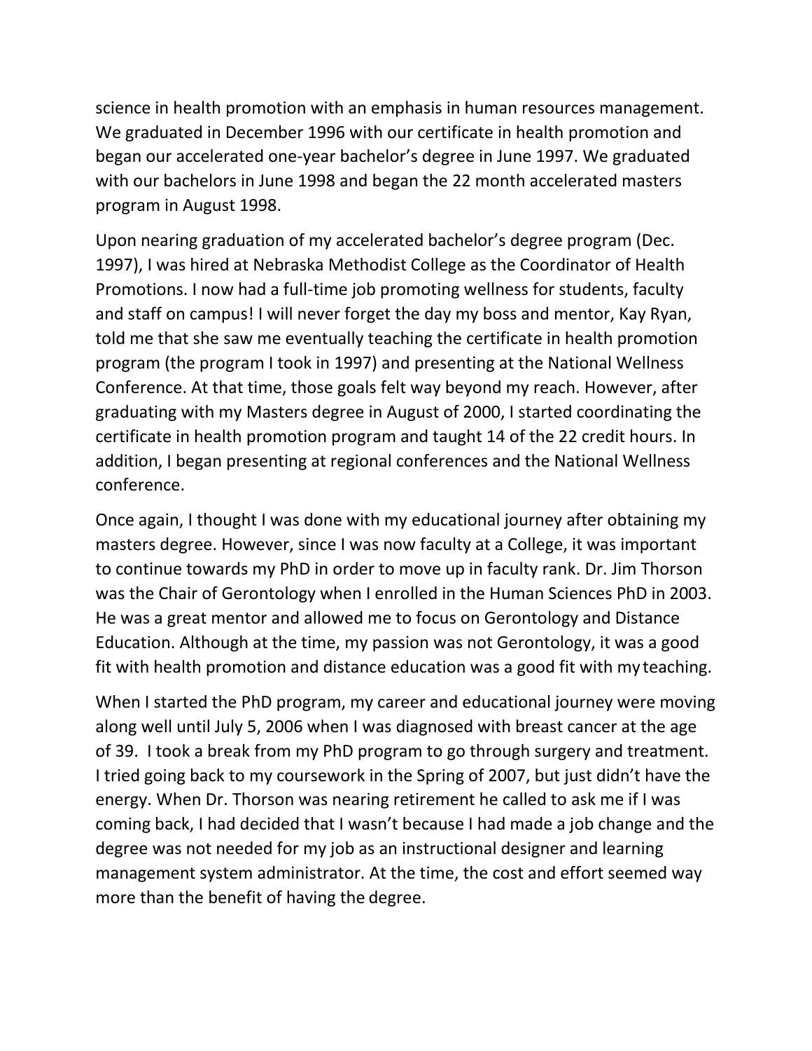science in health promotion with an emphasis in human resources management. We graduated in December 1996 with our certificate in health promotion and began our accelerated one-year bachelor's degree in June 1997. We graduated with our bachelors in June 1998 and began the 22 month accelerated masters program in August 1998.

Upon nearing graduation of my accelerated bachelor's degree program (Dec. 1997), I was hired at Nebraska Methodist College as the Coordinator of Health Promotions. I now had a full-time job promoting wellness for students, faculty and staff on campus! I will never forget the day my boss and mentor, Kay Ryan, told me that she saw me eventually teaching the certificate in health promotion program (the program I took in 1997) and presenting at the National Wellness Conference. At that time, those goals felt way beyond my reach. However, after graduating with my Masters degree in August of 2000, I started coordinating the certificate in health promotion program and taught 14 of the 22 credit hours. In addition, I began presenting at regional conferences and the National Wellness conference.

Once again, I thought I was done with my educational journey after obtaining my masters degree. However, since I was now faculty at a College, it was important to continue towards my PhD in order to move up in faculty rank. Dr. Jim Thorson was the Chair of Gerontology when I enrolled in the Human Sciences PhD in 2003. He was a great mentor and allowed me to focus on Gerontology and Distance Education. Although at the time, my passion was not Gerontology, it was a good fit with health promotion and distance education was a good fit with my teaching.

When I started the PhD program, my career and educational journey were moving along well until July 5, 2006 when I was diagnosed with breast cancer at the age of 39. I took a break from my PhD program to go through surgery and treatment. I tried going back to my coursework in the Spring of 2007, but just didn't have the energy. When Dr. Thorson was nearing retirement he called to ask me if I was coming back, I had decided that I wasn't because I had made a job change and the degree was not needed for my job as an instructional designer and learning management system administrator. At the time, the cost and effort seemed way more than the benefit of having the degree.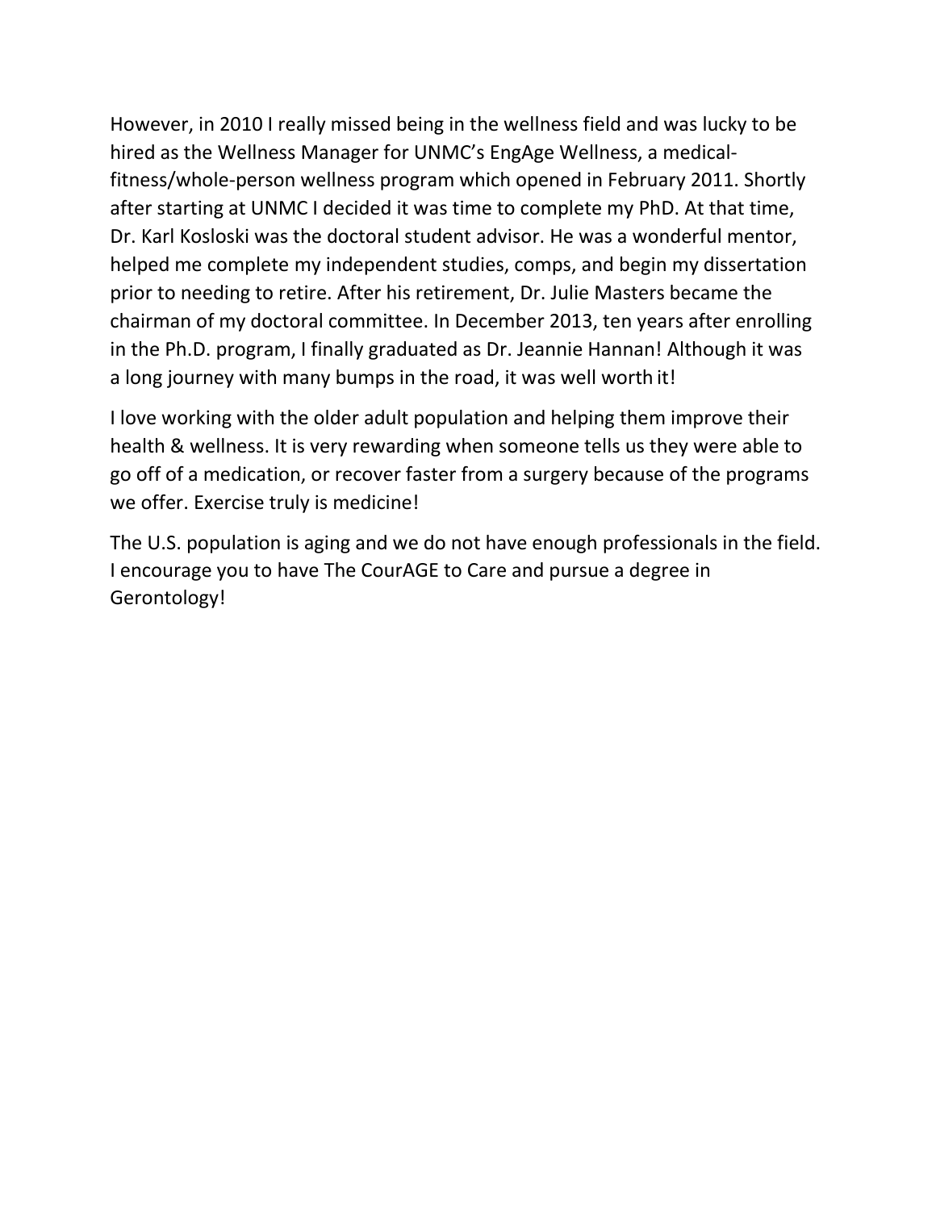However, in 2010 I really missed being in the wellness field and was lucky to be hired as the Wellness Manager for UNMC's EngAge Wellness, a medical-fitness/whole-person wellness program which opened in February 2011. Shortly after starting at UNMC I decided it was time to complete my PhD. At that time, Dr. Karl Kosloski was the doctoral student advisor. He was a wonderful mentor, helped me complete my independent studies, comps, and begin my dissertation prior to needing to retire. After his retirement, Dr. Julie Masters became the chairman of my doctoral committee. In December 2013, ten years after enrolling in the Ph.D. program, I finally graduated as Dr. Jeannie Hannan! Although it was a long journey with many bumps in the road, it was well worth it!

I love working with the older adult population and helping them improve their health & wellness. It is very rewarding when someone tells us they were able to go off of a medication, or recover faster from a surgery because of the programs we offer. Exercise truly is medicine!

The U.S. population is aging and we do not have enough professionals in the field. I encourage you to have The CourAGE to Care and pursue a degree in Gerontology!